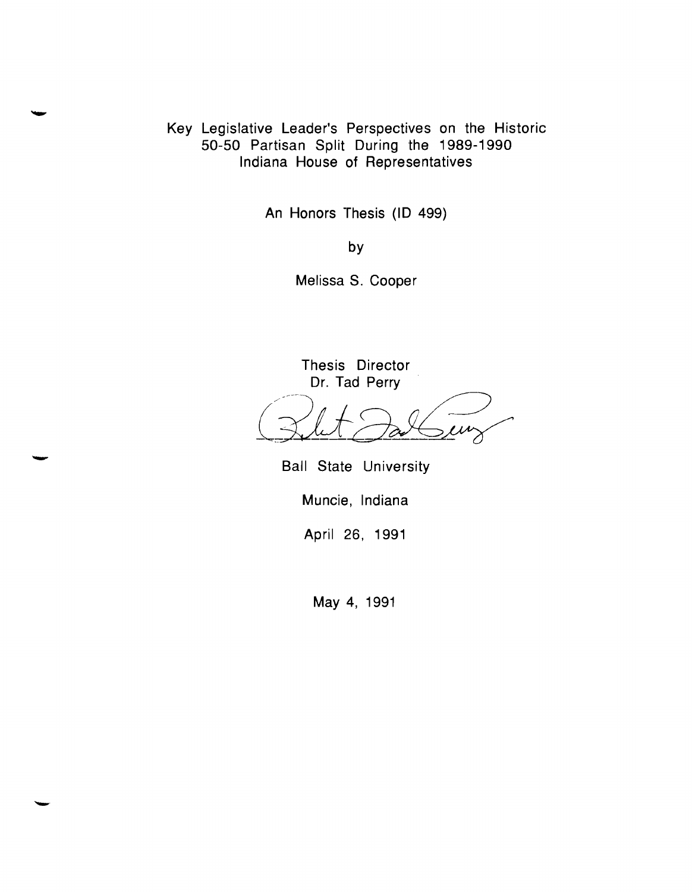# Key Legislative Leader's Perspectives on the Historic 50-50 Partisan Split During the 1989-1990 Indiana House of Representatives

An Honors Thesis (ID 499)

by

Melissa S. Cooper

Thesis Director
Dr. Tad Perry

Ball State University

Muncie, Indiana

April 26, 1991

May 4, 1991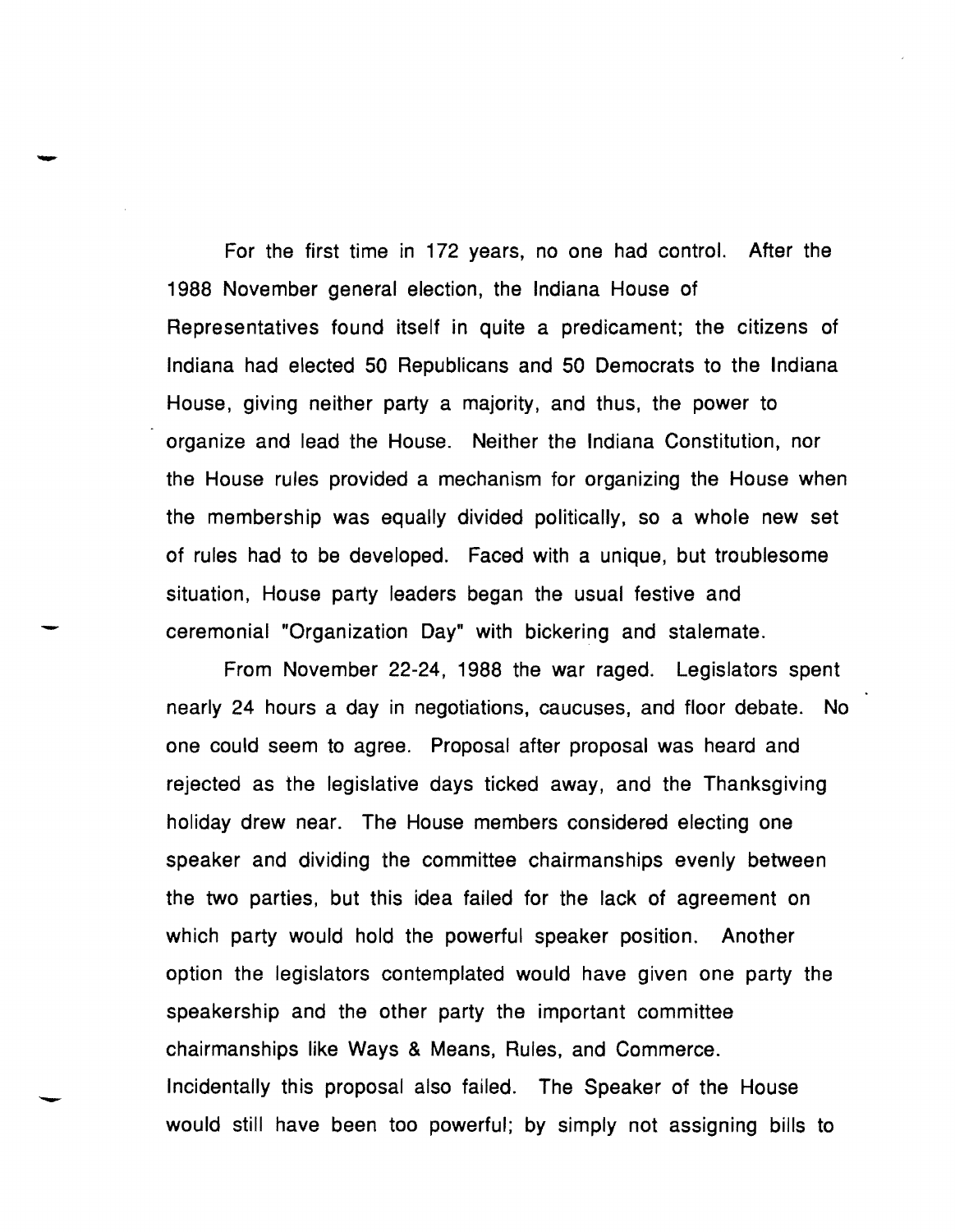For the first time in 172 years, no one had control. After the 1988 November general election, the Indiana House of Representatives found itself in quite a predicament; the citizens of Indiana had elected 50 Republicans and 50 Democrats to the Indiana House, giving neither party a majority, and thus, the power to organize and lead the House. Neither the Indiana Constitution, nor the House rules provided a mechanism for organizing the House when the membership was equally divided politically, so a whole new set of rules had to be developed. Faced with a unique, but troublesome situation, House party leaders began the usual festive and ceremonial "Organization Day" with bickering and stalemate.

From November 22-24, 1988 the war raged. Legislators spent nearly 24 hours a day in negotiations, caucuses, and floor debate. No one could seem to agree. Proposal after proposal was heard and rejected as the legislative days ticked away, and the Thanksgiving holiday drew near. The House members considered electing one speaker and dividing the committee chairmanships evenly between the two parties, but this idea failed for the lack of agreement on which party would hold the powerful speaker position. Another option the legislators contemplated would have given one party the speakership and the other party the important committee chairmanships like Ways & Means, Rules, and Commerce. Incidentally this proposal also failed. The Speaker of the House would still have been too powerful; by simply not assigning bills to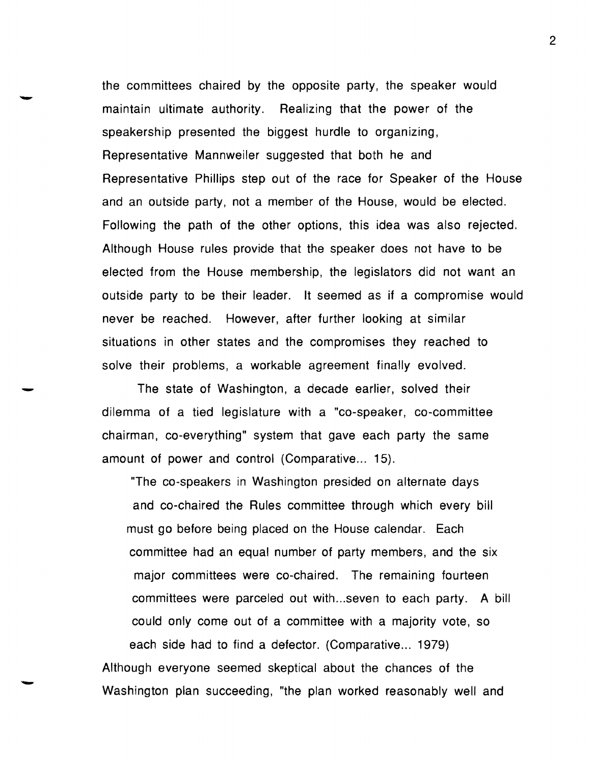the committees chaired by the opposite party, the speaker would maintain ultimate authority. Realizing that the power of the speakership presented the biggest hurdle to organizing, Representative Mannweiler suggested that both he and Representative Phillips step out of the race for Speaker of the House and an outside party, not a member of the House, would be elected. Following the path of the other options, this idea was also rejected. Although House rules provide that the speaker does not have to be elected from the House membership, the legislators did not want an outside party to be their leader. It seemed as if a compromise would never be reached. However, after further looking at similar situations in other states and the compromises they reached to solve their problems, a workable agreement finally evolved.

The state of Washington, a decade earlier, solved their dilemma of a tied legislature with a "co-speaker, co-committee chairman, co-everything" system that gave each party the same amount of power and control (Comparative... 15).

> "The co-speakers in Washington presided on alternate days and co-chaired the Rules committee through which every bill must go before being placed on the House calendar. Each committee had an equal number of party members, and the six major committees were co-chaired. The remaining fourteen committees were parceled out with...seven to each party. A bill could only come out of a committee with a majority vote, so each side had to find a defector. (Comparative... 1979)

Although everyone seemed skeptical about the chances of the Washington plan succeeding, "the plan worked reasonably well and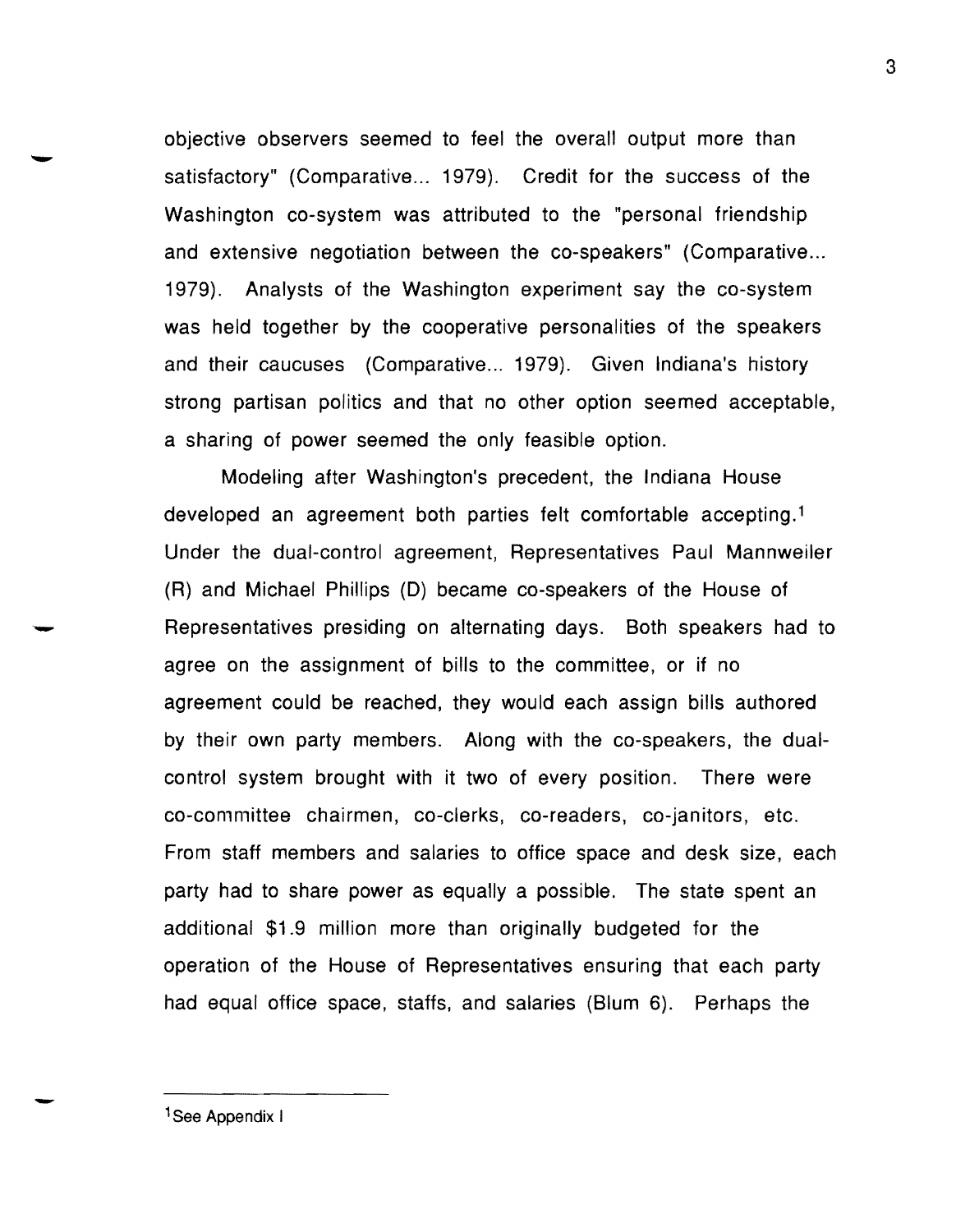objective observers seemed to feel the overall output more than satisfactory" (Comparative... 1979). Credit for the success of the Washington co-system was attributed to the "personal friendship and extensive negotiation between the co-speakers" (Comparative... 1979). Analysts of the Washington experiment say the co-system was held together by the cooperative personalities of the speakers and their caucuses (Comparative... 1979). Given Indiana's history strong partisan politics and that no other option seemed acceptable, a sharing of power seemed the only feasible option.

Modeling after Washington's precedent, the Indiana House developed an agreement both parties felt comfortable accepting.[1] Under the dual-control agreement, Representatives Paul Mannweiler (R) and Michael Phillips (D) became co-speakers of the House of Representatives presiding on alternating days. Both speakers had to agree on the assignment of bills to the committee, or if no agreement could be reached, they would each assign bills authored by their own party members. Along with the co-speakers, the dual-control system brought with it two of every position. There were co-committee chairmen, co-clerks, co-readers, co-janitors, etc. From staff members and salaries to office space and desk size, each party had to share power as equally a possible. The state spent an additional $1.9 million more than originally budgeted for the operation of the House of Representatives ensuring that each party had equal office space, staffs, and salaries (Blum 6). Perhaps the

---

[1] See Appendix I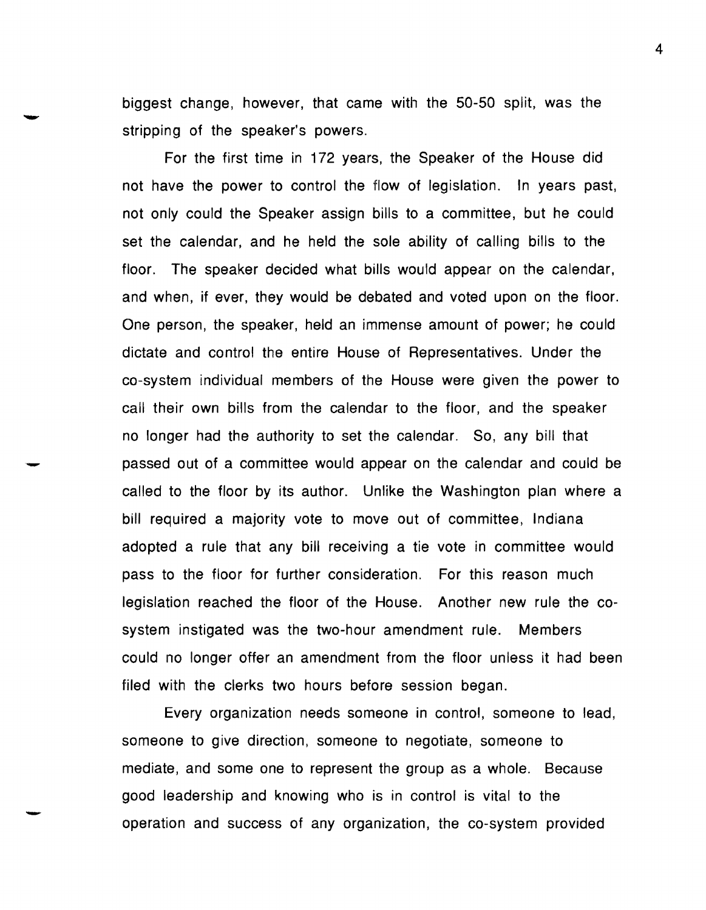biggest change, however, that came with the 50-50 split, was the stripping of the speaker's powers.

For the first time in 172 years, the Speaker of the House did not have the power to control the flow of legislation. In years past, not only could the Speaker assign bills to a committee, but he could set the calendar, and he held the sole ability of calling bills to the floor. The speaker decided what bills would appear on the calendar, and when, if ever, they would be debated and voted upon on the floor. One person, the speaker, held an immense amount of power; he could dictate and control the entire House of Representatives. Under the co-system individual members of the House were given the power to call their own bills from the calendar to the floor, and the speaker no longer had the authority to set the calendar. So, any bill that passed out of a committee would appear on the calendar and could be called to the floor by its author. Unlike the Washington plan where a bill required a majority vote to move out of committee, Indiana adopted a rule that any bill receiving a tie vote in committee would pass to the floor for further consideration. For this reason much legislation reached the floor of the House. Another new rule the co-system instigated was the two-hour amendment rule. Members could no longer offer an amendment from the floor unless it had been filed with the clerks two hours before session began.

Every organization needs someone in control, someone to lead, someone to give direction, someone to negotiate, someone to mediate, and some one to represent the group as a whole. Because good leadership and knowing who is in control is vital to the operation and success of any organization, the co-system provided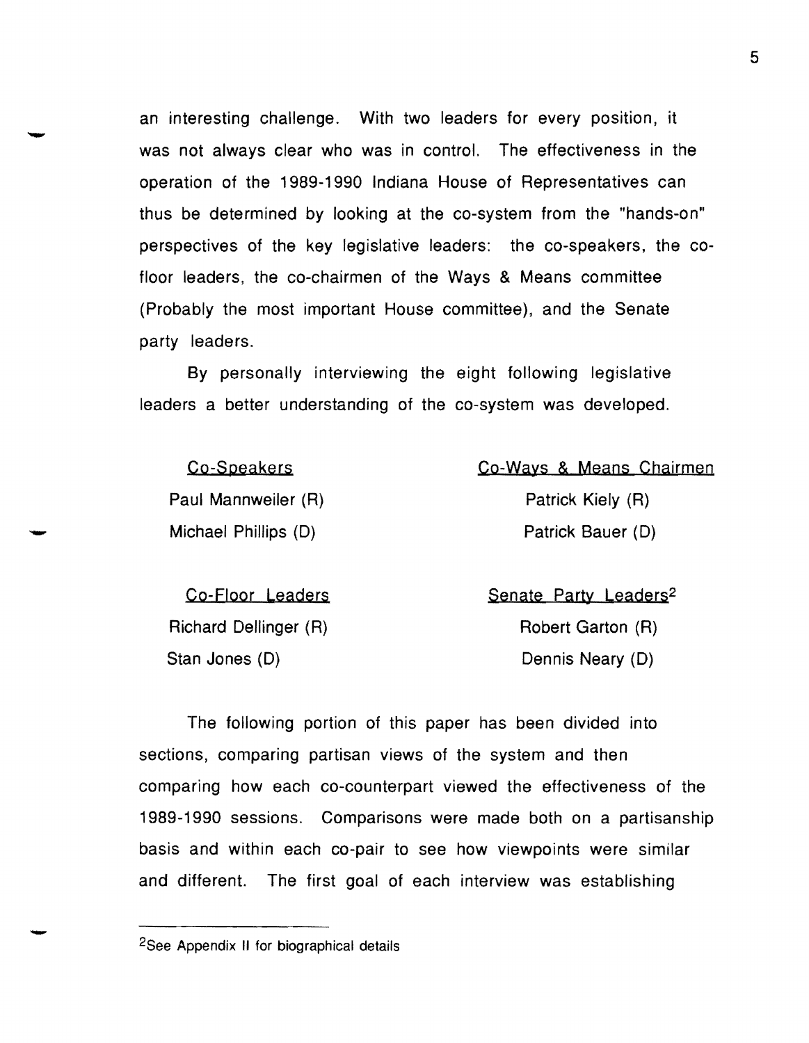an interesting challenge. With two leaders for every position, it was not always clear who was in control. The effectiveness in the operation of the 1989-1990 Indiana House of Representatives can thus be determined by looking at the co-system from the "hands-on" perspectives of the key legislative leaders: the co-speakers, the co-floor leaders, the co-chairmen of the Ways & Means committee (Probably the most important House committee), and the Senate party leaders.

By personally interviewing the eight following legislative leaders a better understanding of the co-system was developed.

<u>Co-Speakers</u>
Paul Mannweiler (R)
Michael Phillips (D)

<u>Co-Floor Leaders</u>
Richard Dellinger (R)
Stan Jones (D)

<u>Co-Ways & Means Chairmen</u>
Patrick Kiely (R)
Patrick Bauer (D)

<u>Senate Party Leaders</u>[2]
Robert Garton (R)
Dennis Neary (D)

The following portion of this paper has been divided into sections, comparing partisan views of the system and then comparing how each co-counterpart viewed the effectiveness of the 1989-1990 sessions. Comparisons were made both on a partisanship basis and within each co-pair to see how viewpoints were similar and different. The first goal of each interview was establishing

---

[2]See Appendix II for biographical details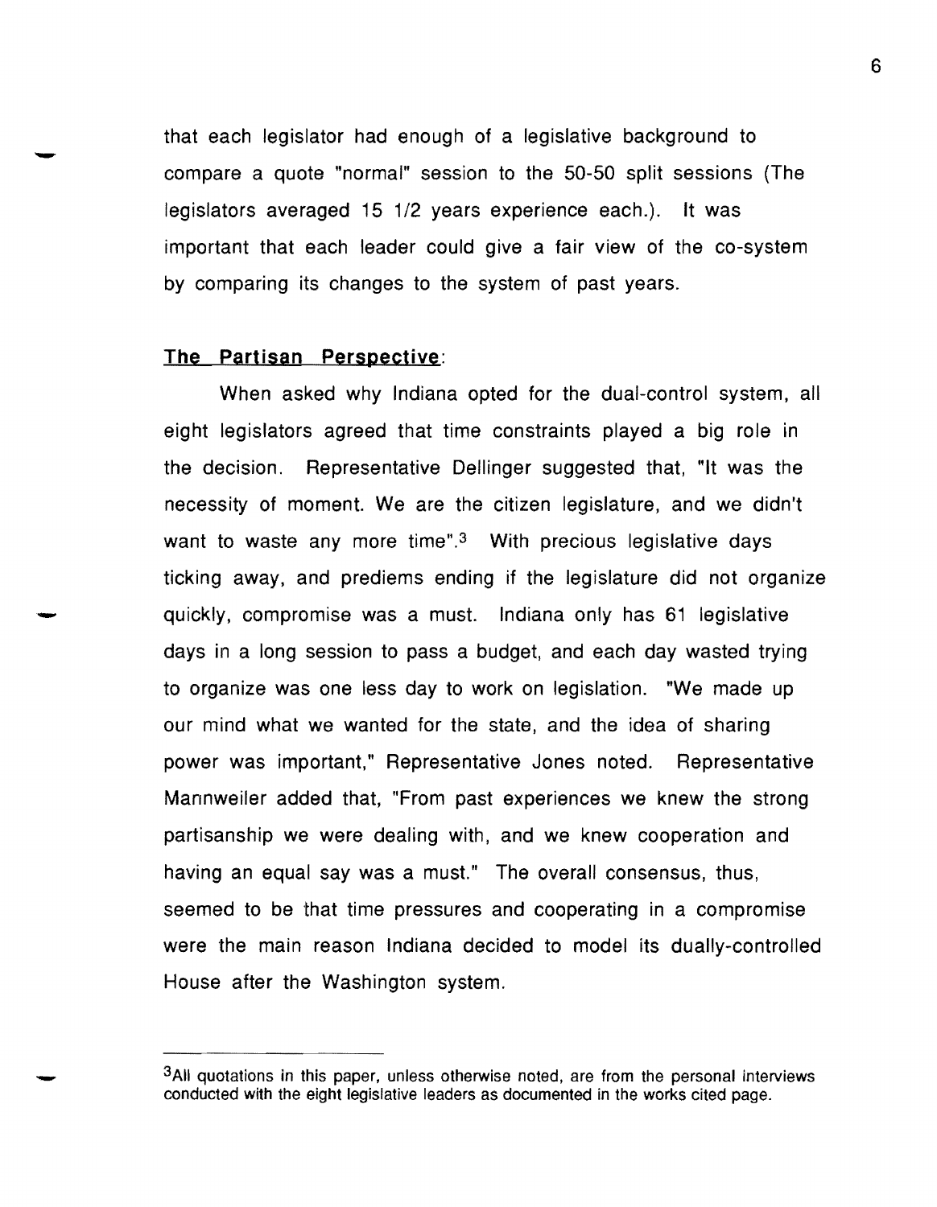that each legislator had enough of a legislative background to compare a quote "normal" session to the 50-50 split sessions (The legislators averaged 15 1/2 years experience each.). It was important that each leader could give a fair view of the co-system by comparing its changes to the system of past years.

## The Partisan Perspective:

When asked why Indiana opted for the dual-control system, all eight legislators agreed that time constraints played a big role in the decision. Representative Dellinger suggested that, "It was the necessity of moment. We are the citizen legislature, and we didn't want to waste any more time".[3] With precious legislative days ticking away, and prediems ending if the legislature did not organize quickly, compromise was a must. Indiana only has 61 legislative days in a long session to pass a budget, and each day wasted trying to organize was one less day to work on legislation. "We made up our mind what we wanted for the state, and the idea of sharing power was important," Representative Jones noted. Representative Mannweiler added that, "From past experiences we knew the strong partisanship we were dealing with, and we knew cooperation and having an equal say was a must." The overall consensus, thus, seemed to be that time pressures and cooperating in a compromise were the main reason Indiana decided to model its dually-controlled House after the Washington system.

---

[3]All quotations in this paper, unless otherwise noted, are from the personal interviews conducted with the eight legislative leaders as documented in the works cited page.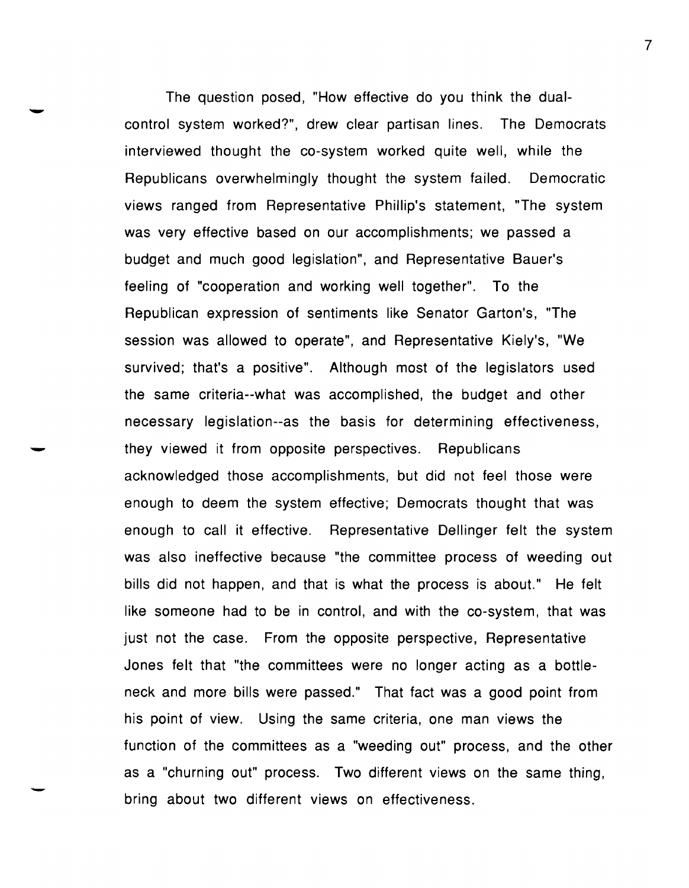The question posed, "How effective do you think the dual-control system worked?", drew clear partisan lines. The Democrats interviewed thought the co-system worked quite well, while the Republicans overwhelmingly thought the system failed. Democratic views ranged from Representative Phillip's statement, "The system was very effective based on our accomplishments; we passed a budget and much good legislation", and Representative Bauer's feeling of "cooperation and working well together". To the Republican expression of sentiments like Senator Garton's, "The session was allowed to operate", and Representative Kiely's, "We survived; that's a positive". Although most of the legislators used the same criteria--what was accomplished, the budget and other necessary legislation--as the basis for determining effectiveness, they viewed it from opposite perspectives. Republicans acknowledged those accomplishments, but did not feel those were enough to deem the system effective; Democrats thought that was enough to call it effective. Representative Dellinger felt the system was also ineffective because "the committee process of weeding out bills did not happen, and that is what the process is about." He felt like someone had to be in control, and with the co-system, that was just not the case. From the opposite perspective, Representative Jones felt that "the committees were no longer acting as a bottle-neck and more bills were passed." That fact was a good point from his point of view. Using the same criteria, one man views the function of the committees as a "weeding out" process, and the other as a "churning out" process. Two different views on the same thing, bring about two different views on effectiveness.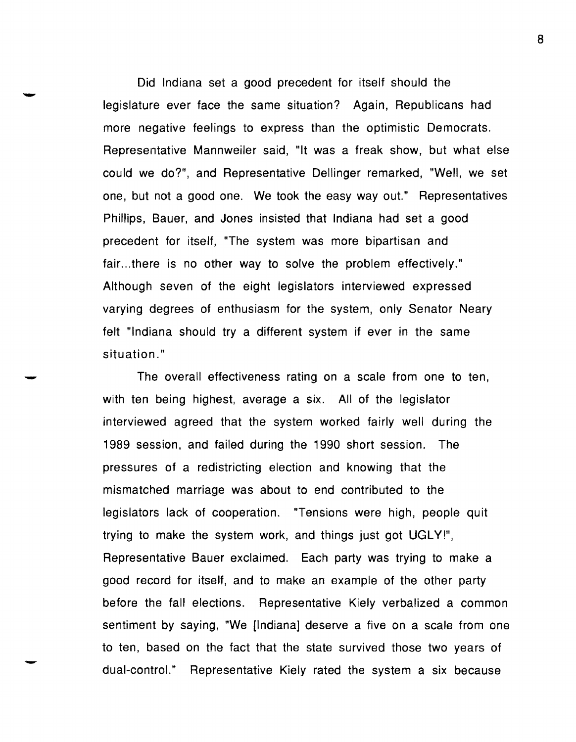Did Indiana set a good precedent for itself should the legislature ever face the same situation? Again, Republicans had more negative feelings to express than the optimistic Democrats. Representative Mannweiler said, "It was a freak show, but what else could we do?", and Representative Dellinger remarked, "Well, we set one, but not a good one. We took the easy way out." Representatives Phillips, Bauer, and Jones insisted that Indiana had set a good precedent for itself, "The system was more bipartisan and fair...there is no other way to solve the problem effectively." Although seven of the eight legislators interviewed expressed varying degrees of enthusiasm for the system, only Senator Neary felt "Indiana should try a different system if ever in the same situation."

The overall effectiveness rating on a scale from one to ten, with ten being highest, average a six. All of the legislator interviewed agreed that the system worked fairly well during the 1989 session, and failed during the 1990 short session. The pressures of a redistricting election and knowing that the mismatched marriage was about to end contributed to the legislators lack of cooperation. "Tensions were high, people quit trying to make the system work, and things just got UGLY!", Representative Bauer exclaimed. Each party was trying to make a good record for itself, and to make an example of the other party before the fall elections. Representative Kiely verbalized a common sentiment by saying, "We [Indiana] deserve a five on a scale from one to ten, based on the fact that the state survived those two years of dual-control." Representative Kiely rated the system a six because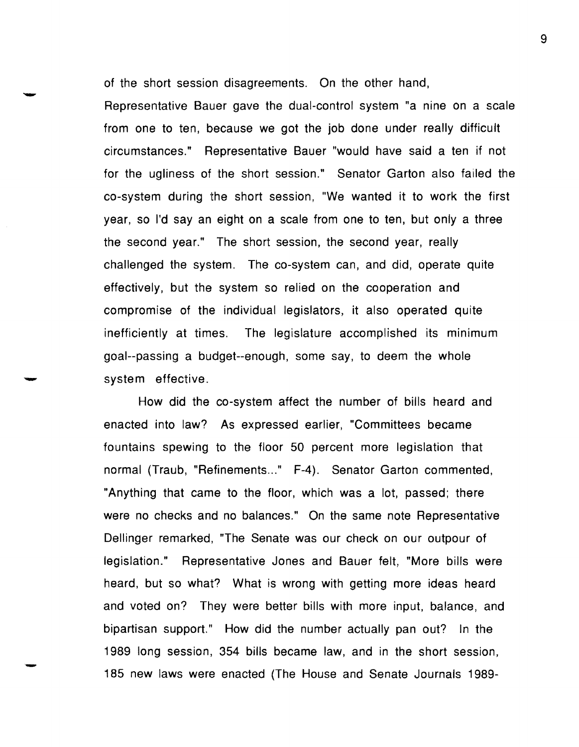of the short session disagreements. On the other hand, Representative Bauer gave the dual-control system "a nine on a scale from one to ten, because we got the job done under really difficult circumstances." Representative Bauer "would have said a ten if not for the ugliness of the short session." Senator Garton also failed the co-system during the short session, "We wanted it to work the first year, so I'd say an eight on a scale from one to ten, but only a three the second year." The short session, the second year, really challenged the system. The co-system can, and did, operate quite effectively, but the system so relied on the cooperation and compromise of the individual legislators, it also operated quite inefficiently at times. The legislature accomplished its minimum goal--passing a budget--enough, some say, to deem the whole system effective.

How did the co-system affect the number of bills heard and enacted into law? As expressed earlier, "Committees became fountains spewing to the floor 50 percent more legislation that normal (Traub, "Refinements..." F-4). Senator Garton commented, "Anything that came to the floor, which was a lot, passed; there were no checks and no balances." On the same note Representative Dellinger remarked, "The Senate was our check on our outpour of legislation." Representative Jones and Bauer felt, "More bills were heard, but so what? What is wrong with getting more ideas heard and voted on? They were better bills with more input, balance, and bipartisan support." How did the number actually pan out? In the 1989 long session, 354 bills became law, and in the short session, 185 new laws were enacted (The House and Senate Journals 1989-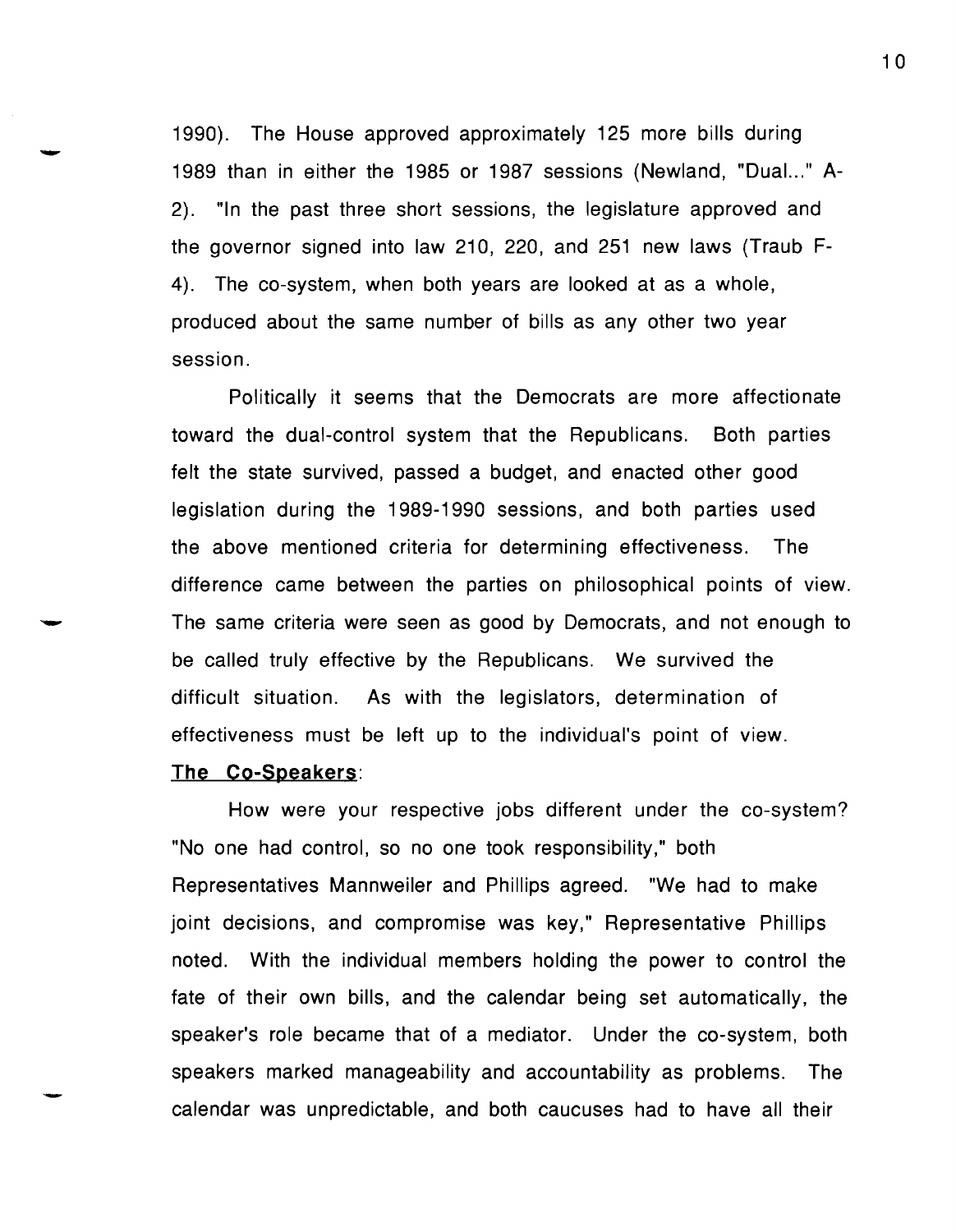1990). The House approved approximately 125 more bills during 1989 than in either the 1985 or 1987 sessions (Newland, "Dual..." A-2). "In the past three short sessions, the legislature approved and the governor signed into law 210, 220, and 251 new laws (Traub F-4). The co-system, when both years are looked at as a whole, produced about the same number of bills as any other two year session.

Politically it seems that the Democrats are more affectionate toward the dual-control system that the Republicans. Both parties felt the state survived, passed a budget, and enacted other good legislation during the 1989-1990 sessions, and both parties used the above mentioned criteria for determining effectiveness. The difference came between the parties on philosophical points of view. The same criteria were seen as good by Democrats, and not enough to be called truly effective by the Republicans. We survived the difficult situation. As with the legislators, determination of effectiveness must be left up to the individual's point of view.

**The Co-Speakers**:

How were your respective jobs different under the co-system? "No one had control, so no one took responsibility," both Representatives Mannweiler and Phillips agreed. "We had to make joint decisions, and compromise was key," Representative Phillips noted. With the individual members holding the power to control the fate of their own bills, and the calendar being set automatically, the speaker's role became that of a mediator. Under the co-system, both speakers marked manageability and accountability as problems. The calendar was unpredictable, and both caucuses had to have all their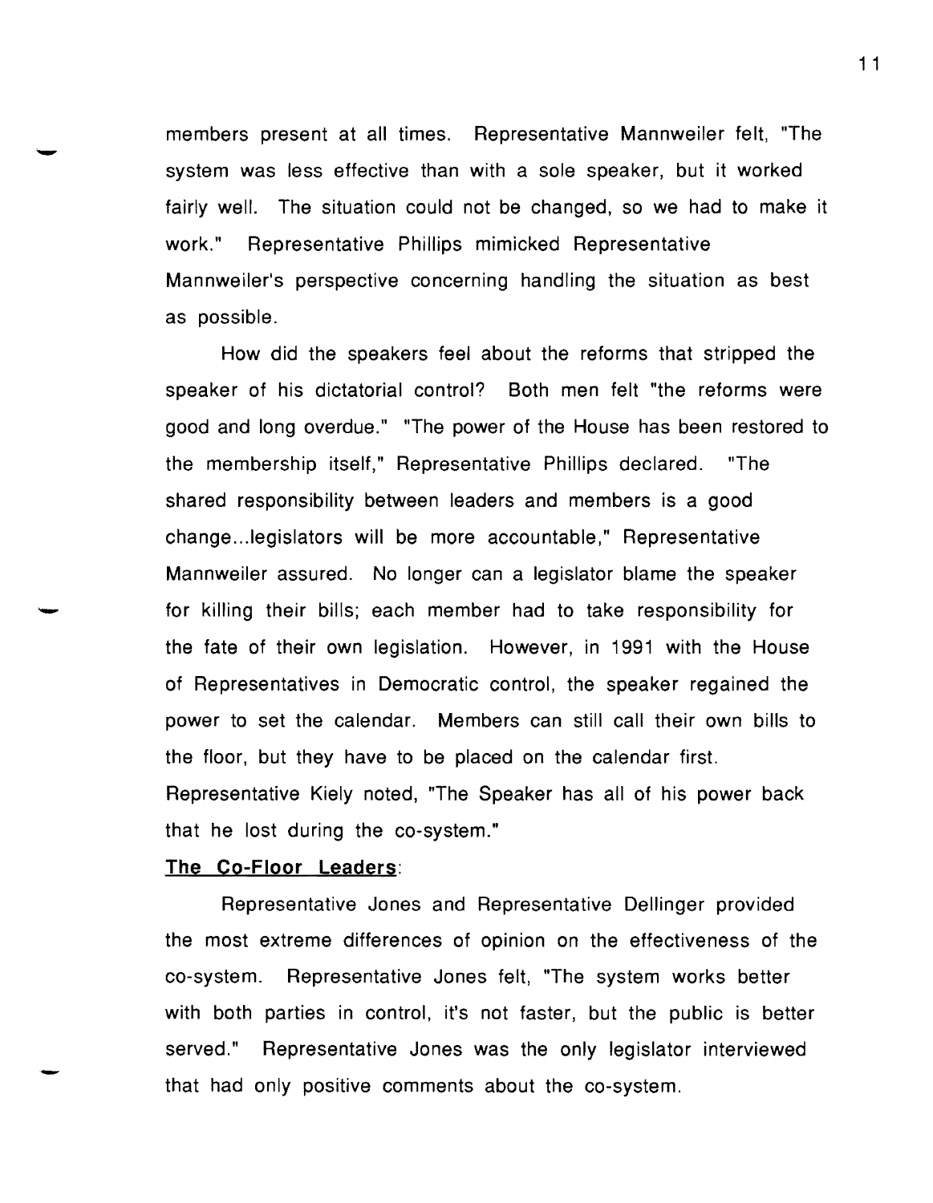members present at all times. Representative Mannweiler felt, "The system was less effective than with a sole speaker, but it worked fairly well. The situation could not be changed, so we had to make it work." Representative Phillips mimicked Representative Mannweiler's perspective concerning handling the situation as best as possible.

How did the speakers feel about the reforms that stripped the speaker of his dictatorial control? Both men felt "the reforms were good and long overdue." "The power of the House has been restored to the membership itself," Representative Phillips declared. "The shared responsibility between leaders and members is a good change...legislators will be more accountable," Representative Mannweiler assured. No longer can a legislator blame the speaker for killing their bills; each member had to take responsibility for the fate of their own legislation. However, in 1991 with the House of Representatives in Democratic control, the speaker regained the power to set the calendar. Members can still call their own bills to the floor, but they have to be placed on the calendar first. Representative Kiely noted, "The Speaker has all of his power back that he lost during the co-system."

**The Co-Floor Leaders:**

Representative Jones and Representative Dellinger provided the most extreme differences of opinion on the effectiveness of the co-system. Representative Jones felt, "The system works better with both parties in control, it's not faster, but the public is better served." Representative Jones was the only legislator interviewed that had only positive comments about the co-system.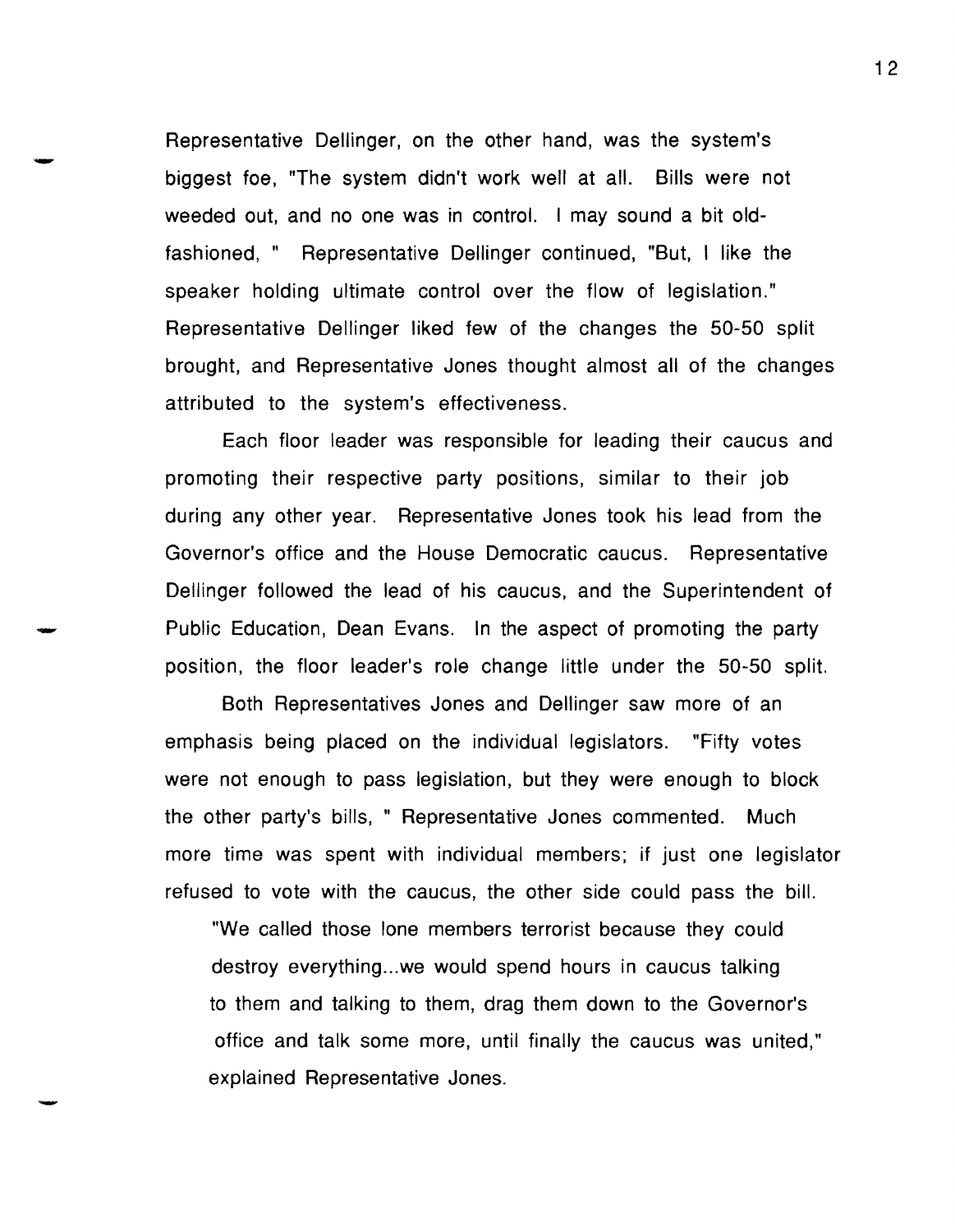Representative Dellinger, on the other hand, was the system's biggest foe, "The system didn't work well at all. Bills were not weeded out, and no one was in control. I may sound a bit old-fashioned, " Representative Dellinger continued, "But, I like the speaker holding ultimate control over the flow of legislation." Representative Dellinger liked few of the changes the 50-50 split brought, and Representative Jones thought almost all of the changes attributed to the system's effectiveness.

Each floor leader was responsible for leading their caucus and promoting their respective party positions, similar to their job during any other year. Representative Jones took his lead from the Governor's office and the House Democratic caucus. Representative Dellinger followed the lead of his caucus, and the Superintendent of Public Education, Dean Evans. In the aspect of promoting the party position, the floor leader's role change little under the 50-50 split.

Both Representatives Jones and Dellinger saw more of an emphasis being placed on the individual legislators. "Fifty votes were not enough to pass legislation, but they were enough to block the other party's bills, " Representative Jones commented. Much more time was spent with individual members; if just one legislator refused to vote with the caucus, the other side could pass the bill.

> "We called those lone members terrorist because they could destroy everything...we would spend hours in caucus talking to them and talking to them, drag them down to the Governor's office and talk some more, until finally the caucus was united," explained Representative Jones.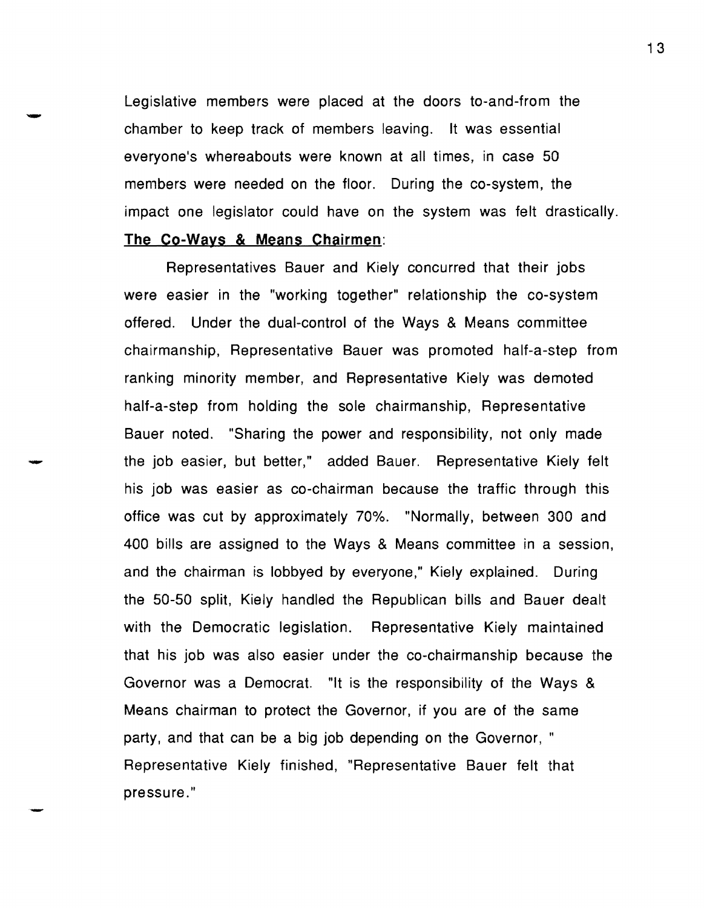Legislative members were placed at the doors to-and-from the chamber to keep track of members leaving. It was essential everyone's whereabouts were known at all times, in case 50 members were needed on the floor. During the co-system, the impact one legislator could have on the system was felt drastically.

**The Co-Ways & Means Chairmen:**

Representatives Bauer and Kiely concurred that their jobs were easier in the "working together" relationship the co-system offered. Under the dual-control of the Ways & Means committee chairmanship, Representative Bauer was promoted half-a-step from ranking minority member, and Representative Kiely was demoted half-a-step from holding the sole chairmanship, Representative Bauer noted. "Sharing the power and responsibility, not only made the job easier, but better," added Bauer. Representative Kiely felt his job was easier as co-chairman because the traffic through this office was cut by approximately 70%. "Normally, between 300 and 400 bills are assigned to the Ways & Means committee in a session, and the chairman is lobbyed by everyone," Kiely explained. During the 50-50 split, Kiely handled the Republican bills and Bauer dealt with the Democratic legislation. Representative Kiely maintained that his job was also easier under the co-chairmanship because the Governor was a Democrat. "It is the responsibility of the Ways & Means chairman to protect the Governor, if you are of the same party, and that can be a big job depending on the Governor, " Representative Kiely finished, "Representative Bauer felt that pressure."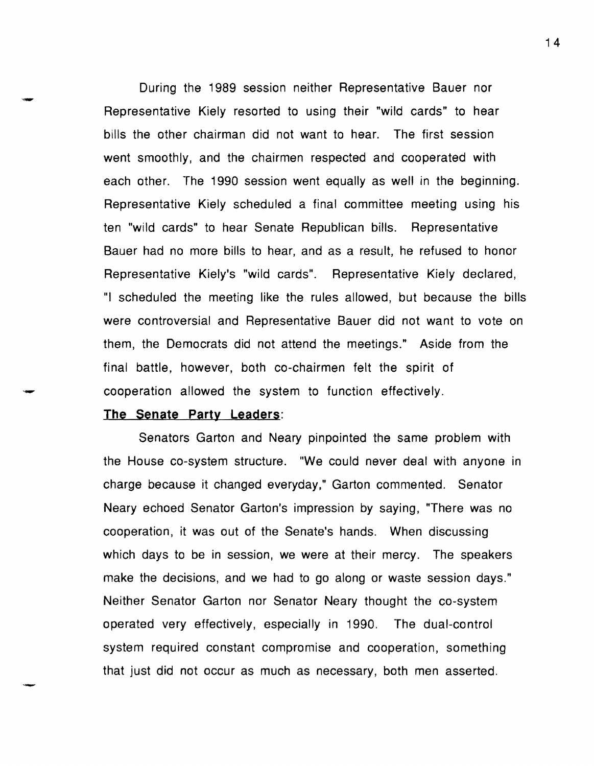During the 1989 session neither Representative Bauer nor Representative Kiely resorted to using their "wild cards" to hear bills the other chairman did not want to hear. The first session went smoothly, and the chairmen respected and cooperated with each other. The 1990 session went equally as well in the beginning. Representative Kiely scheduled a final committee meeting using his ten "wild cards" to hear Senate Republican bills. Representative Bauer had no more bills to hear, and as a result, he refused to honor Representative Kiely's "wild cards". Representative Kiely declared, "I scheduled the meeting like the rules allowed, but because the bills were controversial and Representative Bauer did not want to vote on them, the Democrats did not attend the meetings." Aside from the final battle, however, both co-chairmen felt the spirit of cooperation allowed the system to function effectively.

**The Senate Party Leaders**:

Senators Garton and Neary pinpointed the same problem with the House co-system structure. "We could never deal with anyone in charge because it changed everyday," Garton commented. Senator Neary echoed Senator Garton's impression by saying, "There was no cooperation, it was out of the Senate's hands. When discussing which days to be in session, we were at their mercy. The speakers make the decisions, and we had to go along or waste session days." Neither Senator Garton nor Senator Neary thought the co-system operated very effectively, especially in 1990. The dual-control system required constant compromise and cooperation, something that just did not occur as much as necessary, both men asserted.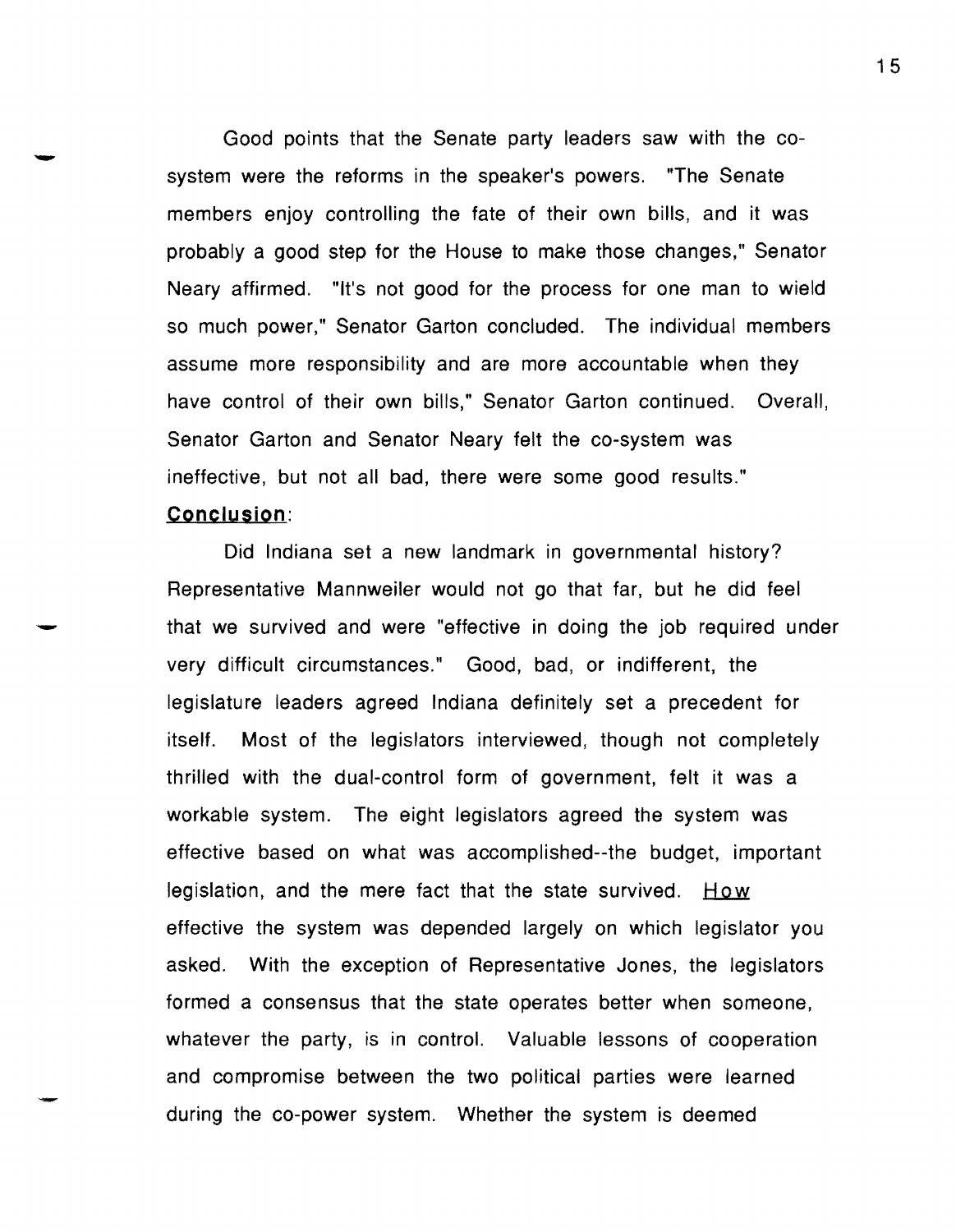Good points that the Senate party leaders saw with the co-system were the reforms in the speaker's powers. "The Senate members enjoy controlling the fate of their own bills, and it was probably a good step for the House to make those changes," Senator Neary affirmed. "It's not good for the process for one man to wield so much power," Senator Garton concluded. The individual members assume more responsibility and are more accountable when they have control of their own bills," Senator Garton continued. Overall, Senator Garton and Senator Neary felt the co-system was ineffective, but not all bad, there were some good results."

**Conclusion**:

Did Indiana set a new landmark in governmental history? Representative Mannweiler would not go that far, but he did feel that we survived and were "effective in doing the job required under very difficult circumstances." Good, bad, or indifferent, the legislature leaders agreed Indiana definitely set a precedent for itself. Most of the legislators interviewed, though not completely thrilled with the dual-control form of government, felt it was a workable system. The eight legislators agreed the system was effective based on what was accomplished--the budget, important legislation, and the mere fact that the state survived. How effective the system was depended largely on which legislator you asked. With the exception of Representative Jones, the legislators formed a consensus that the state operates better when someone, whatever the party, is in control. Valuable lessons of cooperation and compromise between the two political parties were learned during the co-power system. Whether the system is deemed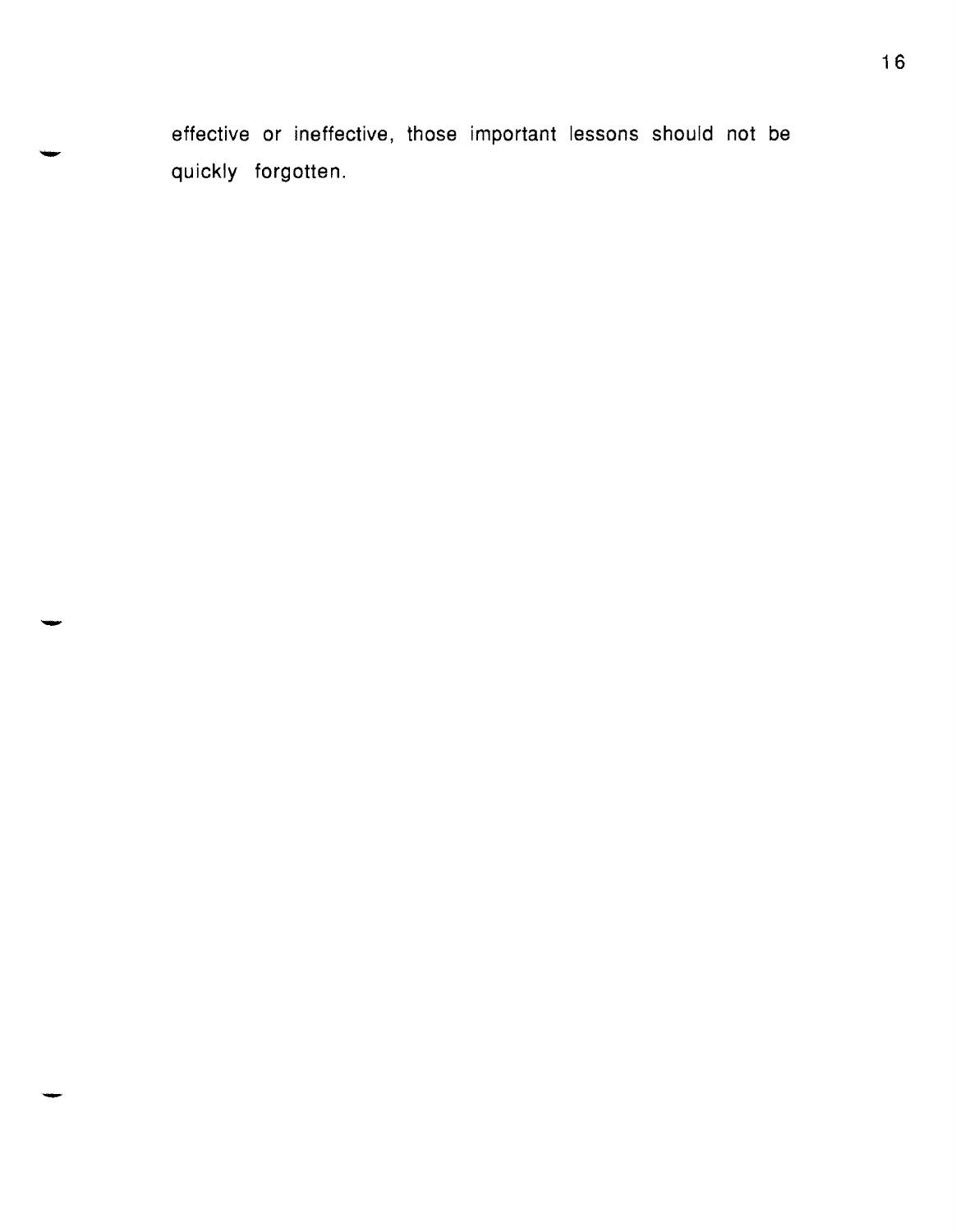effective or ineffective, those important lessons should not be quickly forgotten.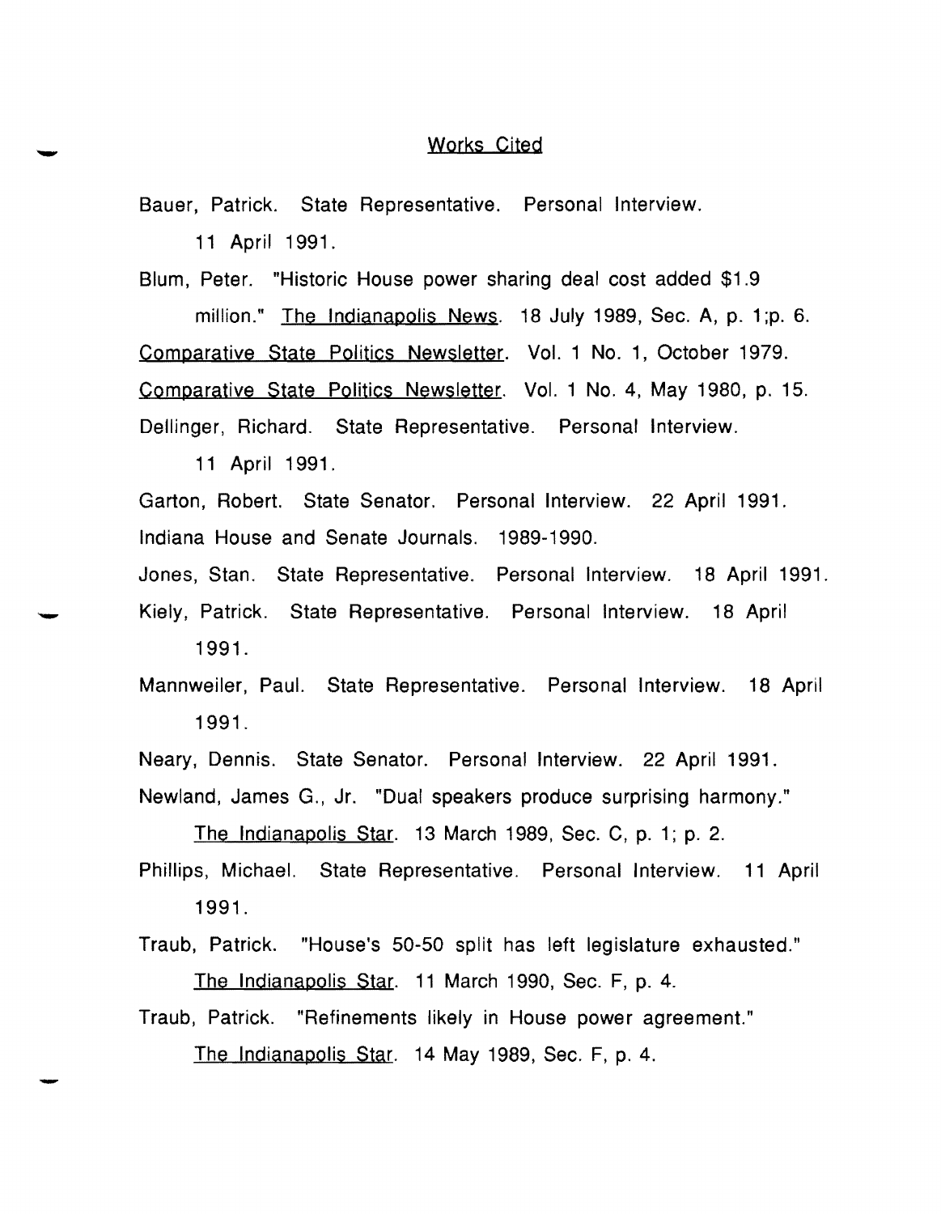## Works Cited

Bauer, Patrick. State Representative. Personal Interview. 11 April 1991.

Blum, Peter. "Historic House power sharing deal cost added $1.9 million." The Indianapolis News. 18 July 1989, Sec. A, p. 1;p. 6.

Comparative State Politics Newsletter. Vol. 1 No. 1, October 1979.

Comparative State Politics Newsletter. Vol. 1 No. 4, May 1980, p. 15.

Dellinger, Richard. State Representative. Personal Interview. 11 April 1991.

Garton, Robert. State Senator. Personal Interview. 22 April 1991.

Indiana House and Senate Journals. 1989-1990.

Jones, Stan. State Representative. Personal Interview. 18 April 1991.

Kiely, Patrick. State Representative. Personal Interview. 18 April 1991.

Mannweiler, Paul. State Representative. Personal Interview. 18 April 1991.

Neary, Dennis. State Senator. Personal Interview. 22 April 1991.

Newland, James G., Jr. "Dual speakers produce surprising harmony." The Indianapolis Star. 13 March 1989, Sec. C, p. 1; p. 2.

Phillips, Michael. State Representative. Personal Interview. 11 April 1991.

Traub, Patrick. "House's 50-50 split has left legislature exhausted." The Indianapolis Star. 11 March 1990, Sec. F, p. 4.

Traub, Patrick. "Refinements likely in House power agreement." The Indianapolis Star. 14 May 1989, Sec. F, p. 4.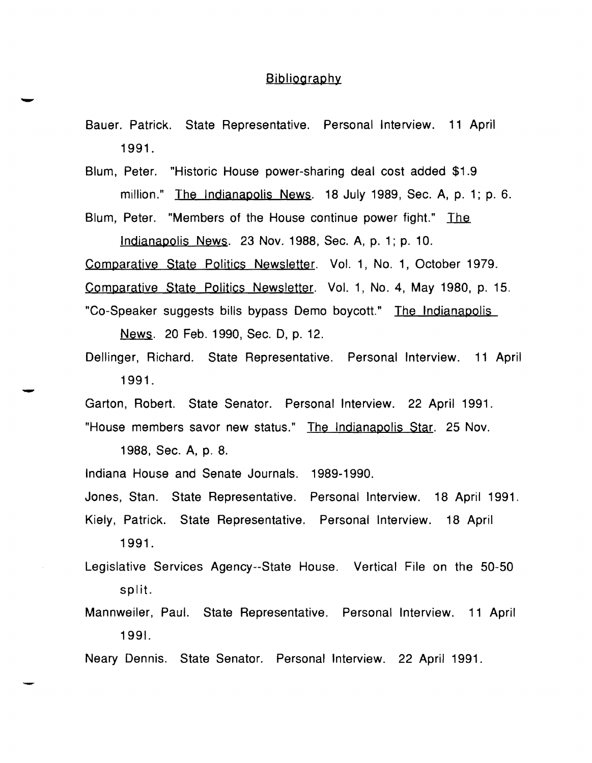## Bibliography

Bauer. Patrick. State Representative. Personal Interview. 11 April 1991.

Blum, Peter. "Historic House power-sharing deal cost added $1.9 million." The Indianapolis News. 18 July 1989, Sec. A, p. 1; p. 6.

Blum, Peter. "Members of the House continue power fight." The Indianapolis News. 23 Nov. 1988, Sec. A, p. 1; p. 10.

Comparative State Politics Newsletter. Vol. 1, No. 1, October 1979.

Comparative State Politics Newsletter. Vol. 1, No. 4, May 1980, p. 15.

"Co-Speaker suggests bills bypass Demo boycott." The Indianapolis News. 20 Feb. 1990, Sec. D, p. 12.

Dellinger, Richard. State Representative. Personal Interview. 11 April 1991.

Garton, Robert. State Senator. Personal Interview. 22 April 1991.

"House members savor new status." The Indianapolis Star. 25 Nov. 1988, Sec. A, p. 8.

Indiana House and Senate Journals. 1989-1990.

Jones, Stan. State Representative. Personal Interview. 18 April 1991.

Kiely, Patrick. State Representative. Personal Interview. 18 April 1991.

Legislative Services Agency--State House. Vertical File on the 50-50 split.

Mannweiler, Paul. State Representative. Personal Interview. 11 April 1991.

Neary Dennis. State Senator. Personal Interview. 22 April 1991.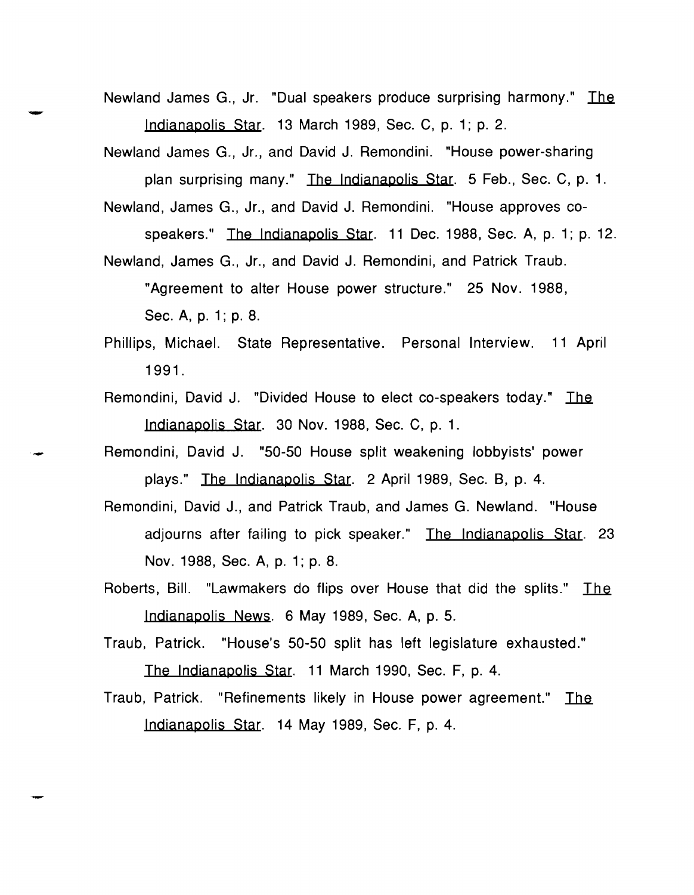Newland James G., Jr. "Dual speakers produce surprising harmony." The Indianapolis Star. 13 March 1989, Sec. C, p. 1; p. 2.

Newland James G., Jr., and David J. Remondini. "House power-sharing plan surprising many." The Indianapolis Star. 5 Feb., Sec. C, p. 1.

Newland, James G., Jr., and David J. Remondini. "House approves co-speakers." The Indianapolis Star. 11 Dec. 1988, Sec. A, p. 1; p. 12.

Newland, James G., Jr., and David J. Remondini, and Patrick Traub. "Agreement to alter House power structure." 25 Nov. 1988, Sec. A, p. 1; p. 8.

Phillips, Michael. State Representative. Personal Interview. 11 April 1991.

Remondini, David J. "Divided House to elect co-speakers today." The Indianapolis Star. 30 Nov. 1988, Sec. C, p. 1.

Remondini, David J. "50-50 House split weakening lobbyists' power plays." The Indianapolis Star. 2 April 1989, Sec. B, p. 4.

Remondini, David J., and Patrick Traub, and James G. Newland. "House adjourns after failing to pick speaker." The Indianapolis Star. 23 Nov. 1988, Sec. A, p. 1; p. 8.

Roberts, Bill. "Lawmakers do flips over House that did the splits." The Indianapolis News. 6 May 1989, Sec. A, p. 5.

Traub, Patrick. "House's 50-50 split has left legislature exhausted." The Indianapolis Star. 11 March 1990, Sec. F, p. 4.

Traub, Patrick. "Refinements likely in House power agreement." The Indianapolis Star. 14 May 1989, Sec. F, p. 4.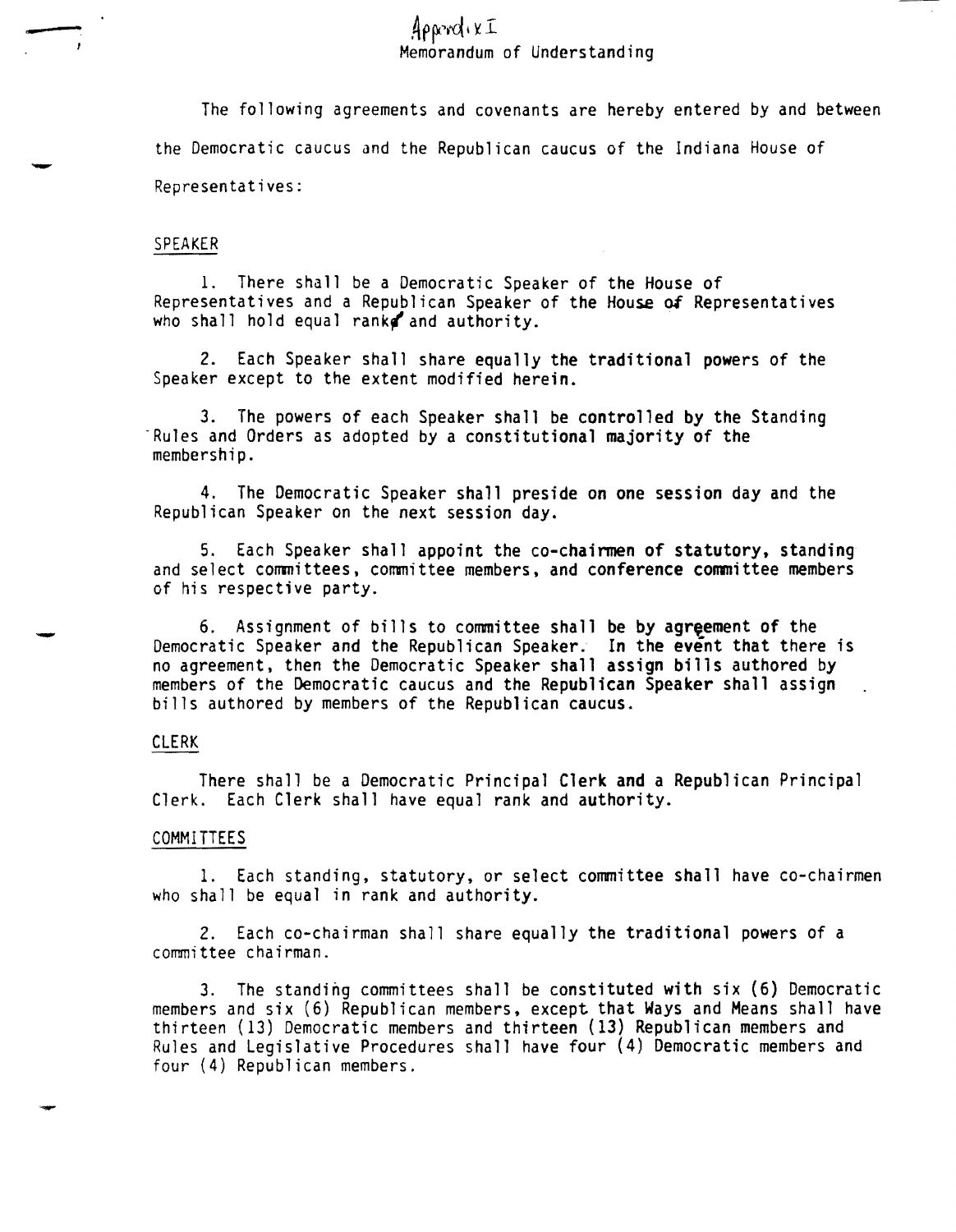Appendix I

# Memorandum of Understanding

The following agreements and covenants are hereby entered by and between the Democratic caucus and the Republican caucus of the Indiana House of Representatives:

## SPEAKER

1. There shall be a Democratic Speaker of the House of Representatives and a Republican Speaker of the House of Representatives who shall hold equal rank and authority.

2. Each Speaker shall share equally the traditional powers of the Speaker except to the extent modified herein.

3. The powers of each Speaker shall be controlled by the Standing Rules and Orders as adopted by a constitutional majority of the membership.

4. The Democratic Speaker shall preside on one session day and the Republican Speaker on the next session day.

5. Each Speaker shall appoint the co-chairmen of statutory, standing and select committees, committee members, and conference committee members of his respective party.

6. Assignment of bills to committee shall be by agreement of the Democratic Speaker and the Republican Speaker. In the event that there is no agreement, then the Democratic Speaker shall assign bills authored by members of the Democratic caucus and the Republican Speaker shall assign bills authored by members of the Republican caucus.

## CLERK

There shall be a Democratic Principal Clerk and a Republican Principal Clerk. Each Clerk shall have equal rank and authority.

## COMMITTEES

1. Each standing, statutory, or select committee shall have co-chairmen who shall be equal in rank and authority.

2. Each co-chairman shall share equally the traditional powers of a committee chairman.

3. The standing committees shall be constituted with six (6) Democratic members and six (6) Republican members, except that Ways and Means shall have thirteen (13) Democratic members and thirteen (13) Republican members and Rules and Legislative Procedures shall have four (4) Democratic members and four (4) Republican members.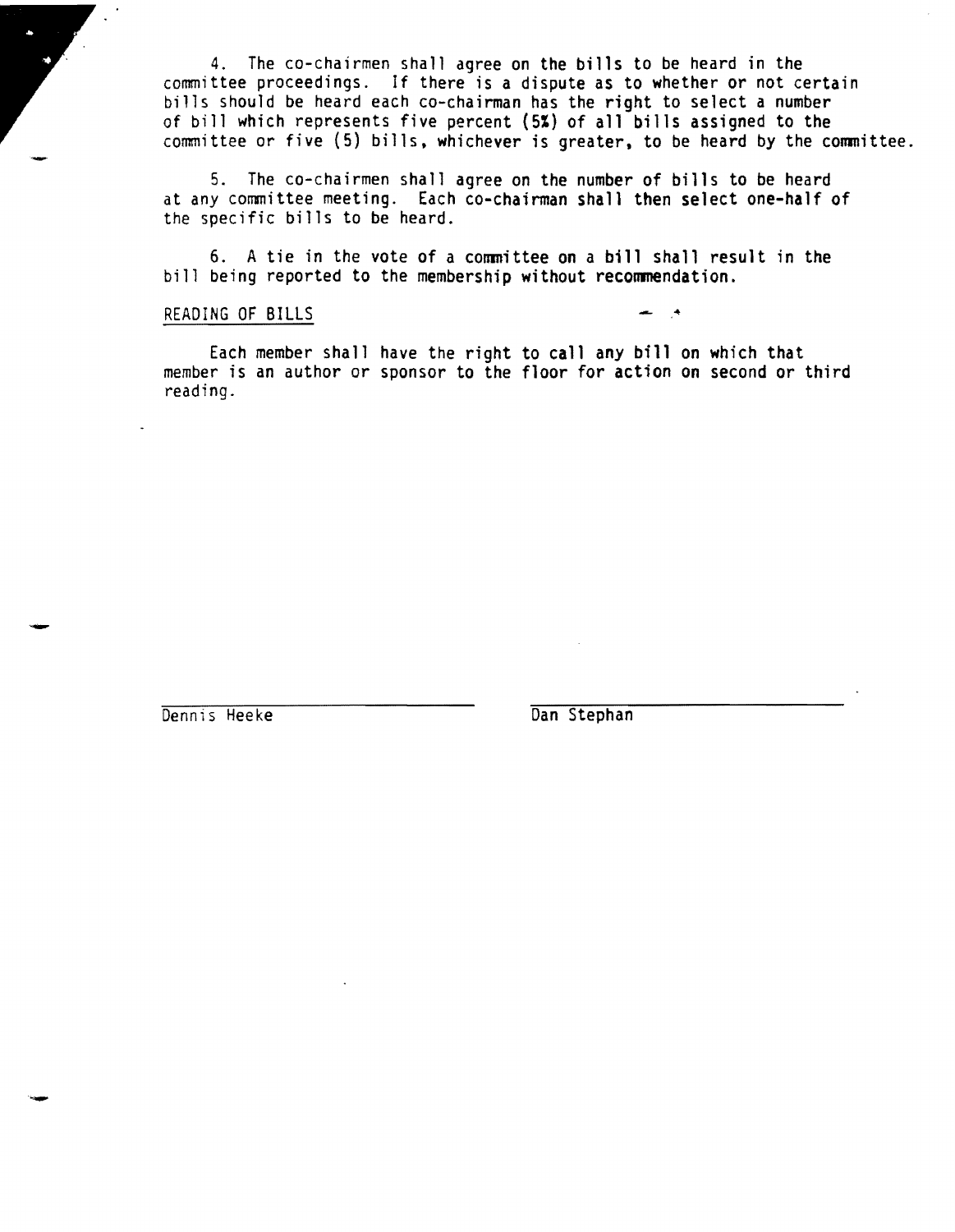4. The co-chairmen shall agree on the bills to be heard in the committee proceedings. If there is a dispute as to whether or not certain bills should be heard each co-chairman has the right to select a number of bill which represents five percent (5%) of all bills assigned to the committee or five (5) bills, whichever is greater, to be heard by the committee.

5. The co-chairmen shall agree on the number of bills to be heard at any committee meeting. Each co-chairman shall then select one-half of the specific bills to be heard.

6. A tie in the vote of a committee on a bill shall result in the bill being reported to the membership without recommendation.

READING OF BILLS

Each member shall have the right to call any bill on which that member is an author or sponsor to the floor for action on second or third reading.

Dennis Heeke

Dan Stephan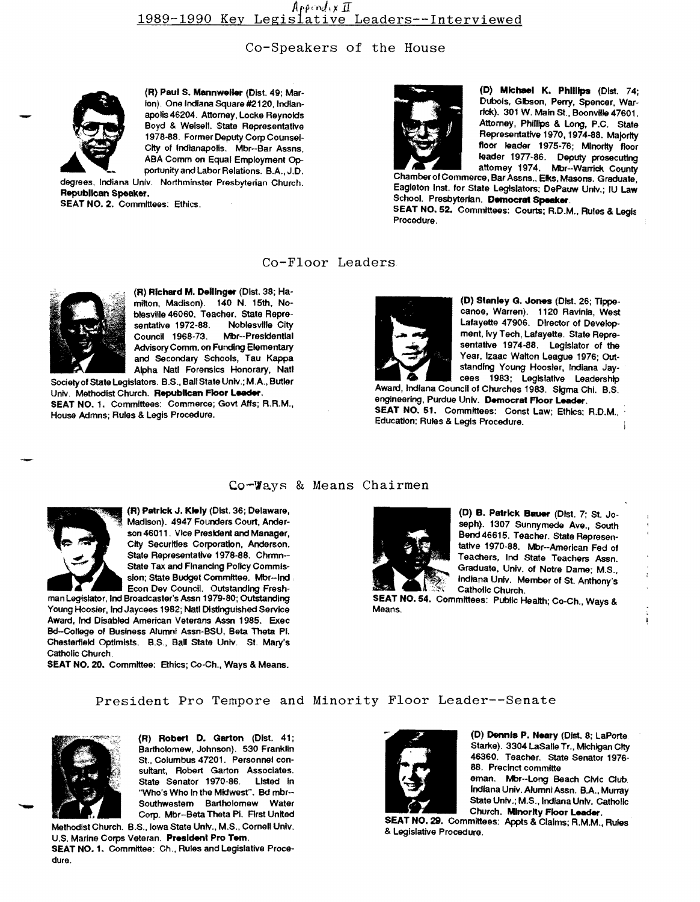# Appendix II
## 1989-1990 Key Legislative Leaders--Interviewed

### Co-Speakers of the House

**(R) Paul S. Mannweiler** (Dist. 49; Marion). One Indiana Square #2120, Indianapolis 46204. Attorney, Locke Reynolds Boyd & Weisell. State Representative 1978-88. Former Deputy Corp Counsel-City of Indianapolis. Mbr--Bar Assns, ABA Comm on Equal Employment Opportunity and Labor Relations. B.A., J.D. degrees, Indiana Univ. Northminster Presbyterian Church. **Republican Speaker.**
**SEAT NO. 2.** Committees: Ethics.

**(D) Michael K. Phillips** (Dist. 74; Dubois, Gibson, Perry, Spencer, Warrick). 301 W. Main St., Boonville 47601. Attorney, Phillips & Long, P.C. State Representative 1970, 1974-88. Majority floor leader 1975-76; Minority floor leader 1977-86. Deputy prosecuting attorney 1974. Mbr--Warrick County Chamber of Commerce, Bar Assns., Elks, Masons. Graduate, Eagleton Inst. for State Legislators; DePauw Univ.; IU Law School. Presbyterian. **Democrat Speaker.**
**SEAT NO. 52.** Committees: Courts; R.D.M., Rules & Legis Procedure.

### Co-Floor Leaders

**(R) Richard M. Dellinger** (Dist. 38; Hamilton, Madison). 140 N. 15th, Noblesville 46060. Teacher. State Representative 1972-88. Noblesville City Council 1968-73. Mbr--Presidential Advisory Comm. on Funding Elementary and Secondary Schools, Tau Kappa Alpha Natl Forensics Honorary, Natl Society of State Legislators. B.S., Ball State Univ.; M.A., Butler Univ. Methodist Church. **Republican Floor Leader.**
**SEAT NO. 1.** Committees: Commerce; Govt Affs; R.R.M., House Admns; Rules & Legis Procedure.

**(D) Stanley G. Jones** (Dist. 26; Tippecanoe, Warren). 1120 Ravinia, West Lafayette 47906. Director of Development, Ivy Tech, Lafayette. State Representative 1974-88. Legislator of the Year, Izaac Walton League 1976; Outstanding Young Hoosier, Indiana Jaycees 1983; Legislative Leadership Award, Indiana Council of Churches 1983. Sigma Chi. B.S. engineering, Purdue Univ. **Democrat Floor Leader.**
**SEAT NO. 51.** Committees: Const Law; Ethics; R.D.M., Education; Rules & Legis Procedure.

### Co-Ways & Means Chairmen

**(R) Patrick J. Kiely** (Dist. 36; Delaware, Madison). 4947 Founders Court, Anderson 46011. Vice President and Manager, City Securities Corporation, Anderson. State Representative 1978-88. Chrmn--State Tax and Financing Policy Commission; State Budget Committee. Mbr--Ind Econ Dev Council. Outstanding Freshman Legislator, Ind Broadcaster's Assn 1979-80; Outstanding Young Hoosier, Ind Jaycees 1982; Natl Distinguished Service Award, Ind Disabled American Veterans Assn 1985. Exec Bd--College of Business Alumni Assn-BSU, Beta Theta Pi. Chesterfield Optimists. B.S., Ball State Univ. St. Mary's Catholic Church.
**SEAT NO. 20.** Committee: Ethics; Co-Ch., Ways & Means.

**(D) B. Patrick Bauer** (Dist. 7; St. Joseph). 1307 Sunnymede Ave., South Bend 46615. Teacher. State Representative 1970-88. Mbr--American Fed of Teachers, Ind State Teachers Assn. Graduate, Univ. of Notre Dame; M.S., Indiana Univ. Member of St. Anthony's Catholic Church.
**SEAT NO. 54.** Committees: Public Health; Co-Ch., Ways & Means.

### President Pro Tempore and Minority Floor Leader--Senate

**(R) Robert D. Garton** (Dist. 41; Bartholomew, Johnson). 530 Franklin St., Columbus 47201. Personnel consultant, Robert Garton Associates. State Senator 1970-86. Listed in "Who's Who in the Midwest". Bd mbr--Southwestern Bartholomew Water Corp. Mbr--Beta Theta Pi. First United Methodist Church. B.S., Iowa State Univ., M.S., Cornell Univ. U.S. Marine Corps Veteran. **President Pro Tem.**
**SEAT NO. 1.** Committee: Ch., Rules and Legislative Procedure.

**(D) Dennis P. Neary** (Dist. 8; LaPorte Starke). 3304 LaSalle Tr., Michigan City 46360. Teacher. State Senator 1976-88. Precinct committeeman. Mbr--Long Beach Civic Club. Indiana Univ. Alumni Assn. B.A., Murray State Univ.; M.S., Indiana Univ. Catholic Church. **Minority Floor Leader.**
**SEAT NO. 29.** Committees: Appts & Claims; R.M.M., Rules & Legislative Procedure.